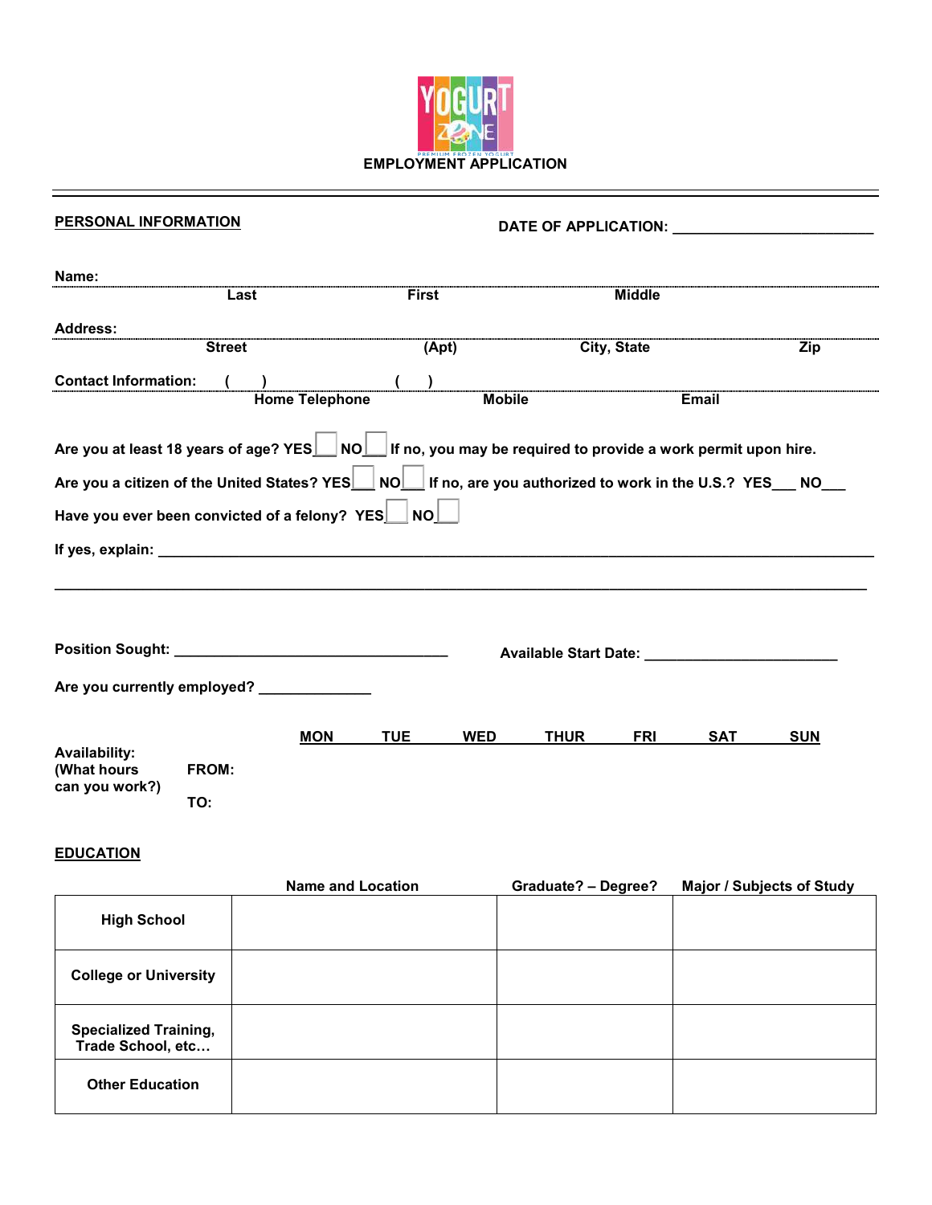YOGURT ZONE
PREMIUM FROZEN YOGURT

# EMPLOYMENT APPLICATION

---

**PERSONAL INFORMATION** **DATE OF APPLICATION: ________________________**

**Name:**

| Last | First | Middle |
|---|---|---|

**Address:**

| Street | (Apt) | City, State | Zip |
|---|---|---|---|

**Contact Information:** ( ) ( )

| Home Telephone | Mobile | Email |
|---|---|---|

**Are you at least 18 years of age? YES☐ NO☐ If no, you may be required to provide a work permit upon hire.**

**Are you a citizen of the United States? YES☐ NO☐ If no, are you authorized to work in the U.S.? YES___ NO___**

**Have you ever been convicted of a felony? YES☐ NO☐**

**If yes, explain: ________________________________________________________________________________**

________________________________________________________________________________________________

**Position Sought: ________________________________** **Available Start Date: ______________________**

**Are you currently employed? _____________**

| Availability: (What hours can you work?) | | MON | TUE | WED | THUR | FRI | SAT | SUN |
|---|---|---|---|---|---|---|---|---|
| | FROM: | | | | | | | |
| | TO: | | | | | | | |

## EDUCATION

| | Name and Location | Graduate? – Degree? | Major / Subjects of Study |
|---|---|---|---|
| High School | | | |
| College or University | | | |
| Specialized Training, Trade School, etc… | | | |
| Other Education | | | |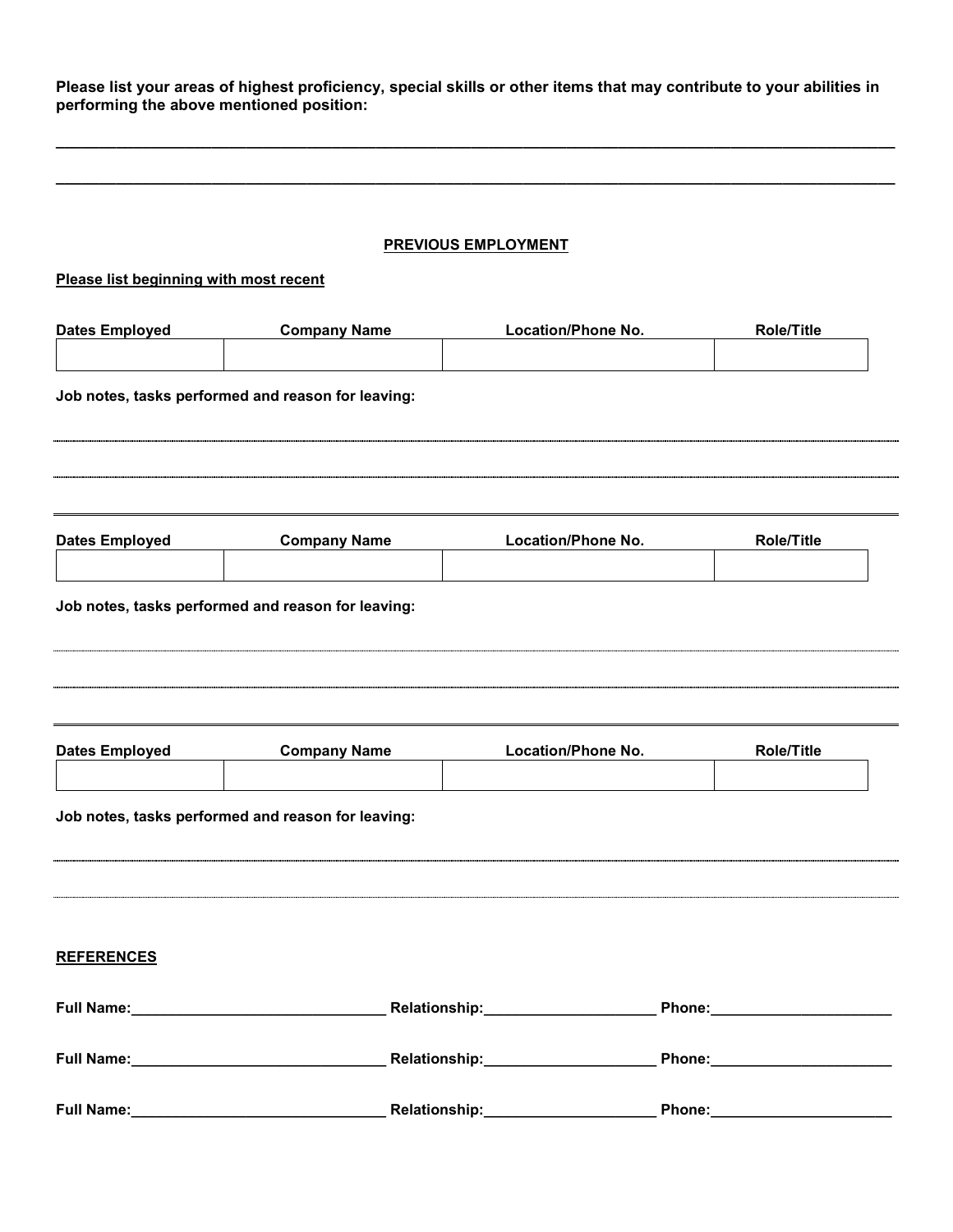**Please list your areas of highest proficiency, special skills or other items that may contribute to your abilities in performing the above mentioned position:**

_______________________________________________________________________________________________

_______________________________________________________________________________________________

## PREVIOUS EMPLOYMENT

**Please list beginning with most recent**

| Dates Employed | Company Name | Location/Phone No. | Role/Title |
|---|---|---|---|
| | | | |

**Job notes, tasks performed and reason for leaving:**

_______________________________________________________________________________________________

_______________________________________________________________________________________________

| Dates Employed | Company Name | Location/Phone No. | Role/Title |
|---|---|---|---|
| | | | |

**Job notes, tasks performed and reason for leaving:**

_______________________________________________________________________________________________

_______________________________________________________________________________________________

| Dates Employed | Company Name | Location/Phone No. | Role/Title |
|---|---|---|---|
| | | | |

**Job notes, tasks performed and reason for leaving:**

_______________________________________________________________________________________________

_______________________________________________________________________________________________

## REFERENCES

**Full Name:**_______________________________ **Relationship:**_____________________ **Phone:**______________________

**Full Name:**_______________________________ **Relationship:**_____________________ **Phone:**______________________

**Full Name:**_______________________________ **Relationship:**_____________________ **Phone:**______________________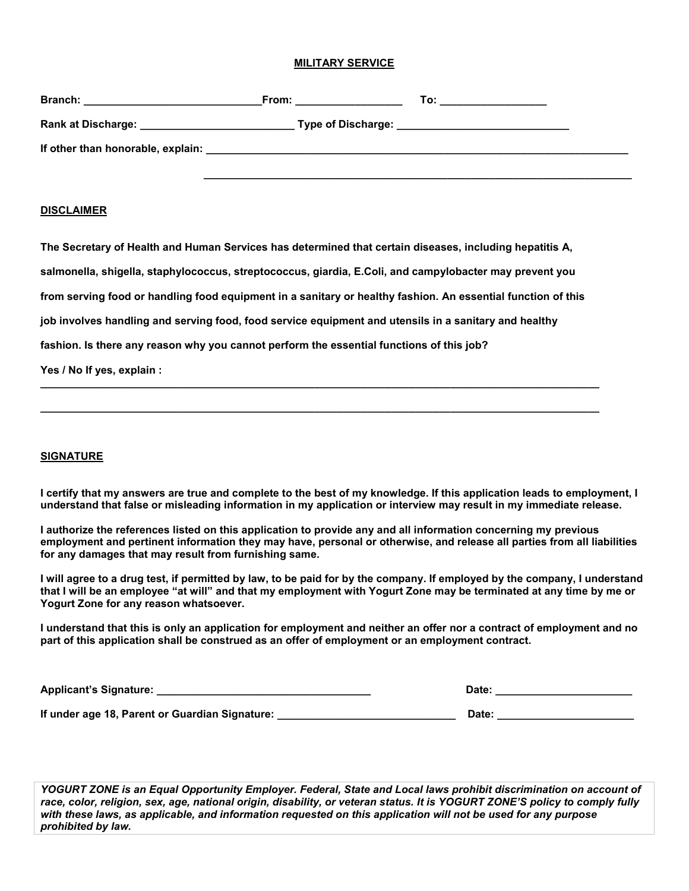## MILITARY SERVICE

**Branch:** ______________________________ **From:** __________________ **To:** __________________

**Rank at Discharge:** __________________________ **Type of Discharge:** ______________________________

**If other than honorable, explain:** ______________________________________________________________________________

______________________________________________________________________________

## DISCLAIMER

**The Secretary of Health and Human Services has determined that certain diseases, including hepatitis A, salmonella, shigella, staphylococcus, streptococcus, giardia, E.Coli, and campylobacter may prevent you from serving food or handling food equipment in a sanitary or healthy fashion. An essential function of this job involves handling and serving food, food service equipment and utensils in a sanitary and healthy fashion. Is there any reason why you cannot perform the essential functions of this job?**

**Yes / No If yes, explain :** ______________________________________________________________________________

______________________________________________________________________________

## SIGNATURE

**I certify that my answers are true and complete to the best of my knowledge. If this application leads to employment, I understand that false or misleading information in my application or interview may result in my immediate release.**

**I authorize the references listed on this application to provide any and all information concerning my previous employment and pertinent information they may have, personal or otherwise, and release all parties from all liabilities for any damages that may result from furnishing same.**

**I will agree to a drug test, if permitted by law, to be paid for by the company. If employed by the company, I understand that I will be an employee "at will" and that my employment with Yogurt Zone may be terminated at any time by me or Yogurt Zone for any reason whatsoever.**

**I understand that this is only an application for employment and neither an offer nor a contract of employment and no part of this application shall be construed as an offer of employment or an employment contract.**

**Applicant's Signature:** ____________________________________ **Date:** _______________________

**If under age 18, Parent or Guardian Signature:** ______________________________ **Date:** _______________________

***YOGURT ZONE is an Equal Opportunity Employer. Federal, State and Local laws prohibit discrimination on account of race, color, religion, sex, age, national origin, disability, or veteran status. It is YOGURT ZONE'S policy to comply fully with these laws, as applicable, and information requested on this application will not be used for any purpose prohibited by law.***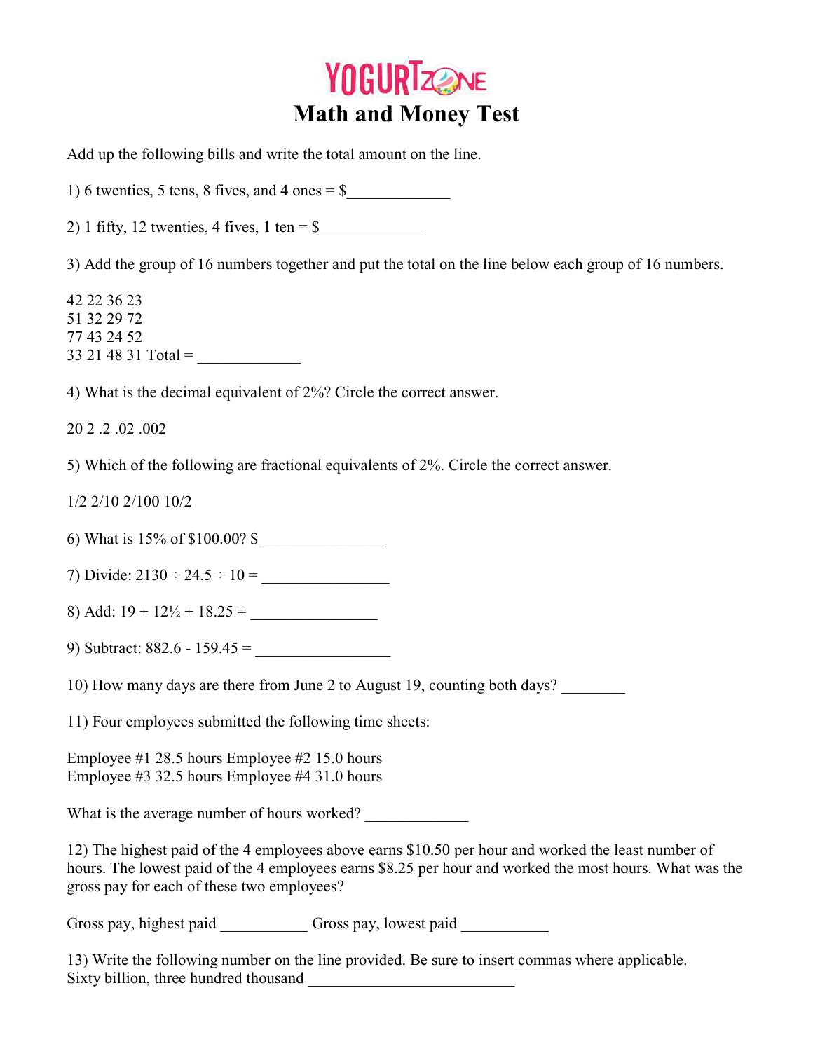# YOGURTZONE

## Math and Money Test

Add up the following bills and write the total amount on the line.

1) 6 twenties, 5 tens, 8 fives, and 4 ones = $_____________

2) 1 fifty, 12 twenties, 4 fives, 1 ten = $_____________

3) Add the group of 16 numbers together and put the total on the line below each group of 16 numbers.

42 22 36 23
51 32 29 72
77 43 24 52
33 21 48 31 Total = _____________

4) What is the decimal equivalent of 2%? Circle the correct answer.

20 2 .2 .02 .002

5) Which of the following are fractional equivalents of 2%. Circle the correct answer.

1/2 2/10 2/100 10/2

6) What is 15% of $100.00? $________________

7) Divide: 2130 ÷ 24.5 ÷ 10 = ________________

8) Add: 19 + 12½ + 18.25 = ________________

9) Subtract: 882.6 - 159.45 = _________________

10) How many days are there from June 2 to August 19, counting both days? ________

11) Four employees submitted the following time sheets:

Employee #1 28.5 hours Employee #2 15.0 hours
Employee #3 32.5 hours Employee #4 31.0 hours

What is the average number of hours worked? _____________

12) The highest paid of the 4 employees above earns $10.50 per hour and worked the least number of hours. The lowest paid of the 4 employees earns $8.25 per hour and worked the most hours. What was the gross pay for each of these two employees?

Gross pay, highest paid ___________ Gross pay, lowest paid ___________

13) Write the following number on the line provided. Be sure to insert commas where applicable.
Sixty billion, three hundred thousand __________________________